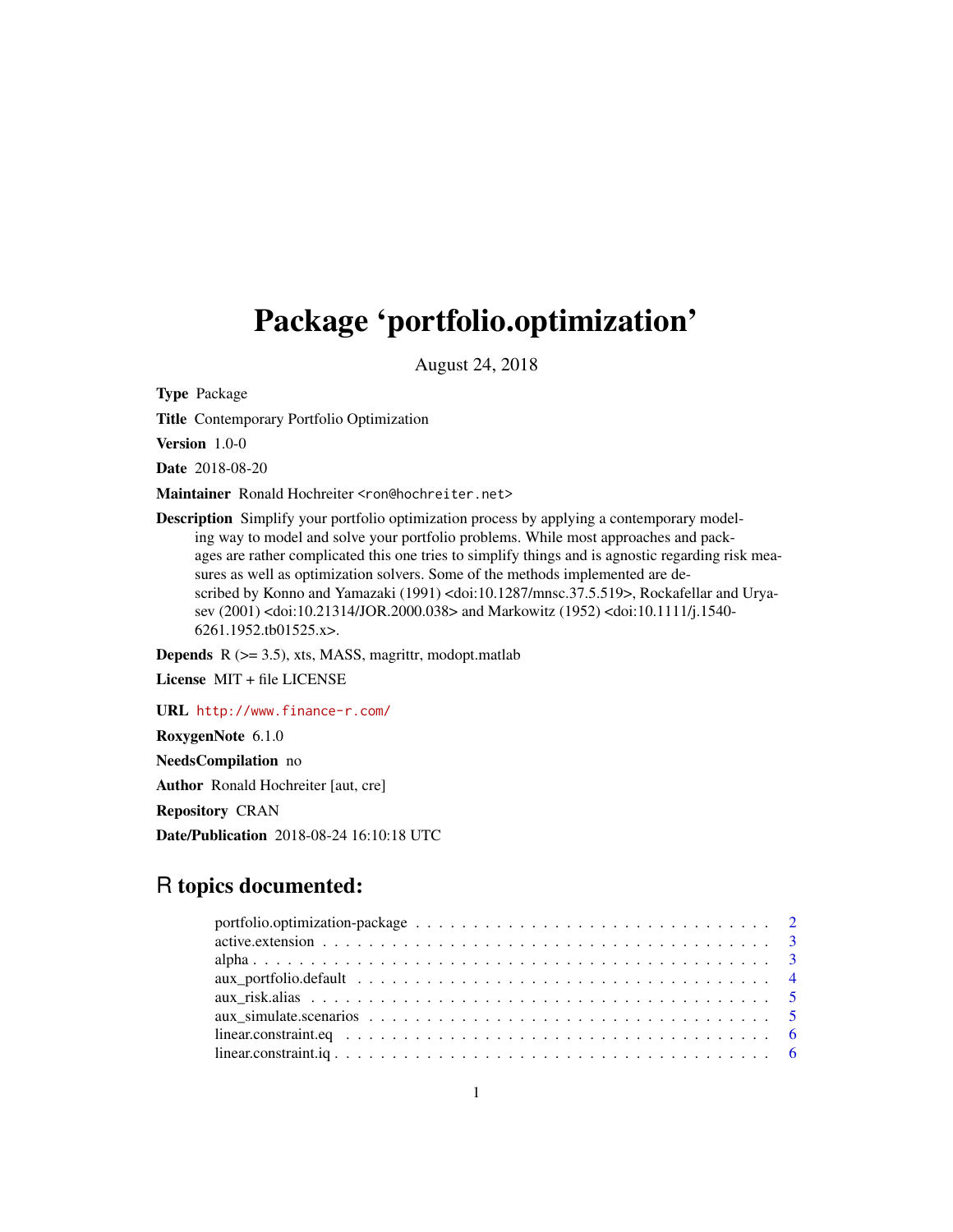# Package 'portfolio.optimization'

August 24, 2018

**Type** Package

**Title** Contemporary Portfolio Optimization

**Version** 1.0-0

**Date** 2018-08-20

**Maintainer** Ronald Hochreiter <ron@hochreiter.net>

**Description** Simplify your portfolio optimization process by applying a contemporary modeling way to model and solve your portfolio problems. While most approaches and packages are rather complicated this one tries to simplify things and is agnostic regarding risk measures as well as optimization solvers. Some of the methods implemented are described by Konno and Yamazaki (1991) <doi:10.1287/mnsc.37.5.519>, Rockafellar and Uryasev (2001) <doi:10.21314/JOR.2000.038> and Markowitz (1952) <doi:10.1111/j.1540-6261.1952.tb01525.x>.

**Depends** R (>= 3.5), xts, MASS, magrittr, modopt.matlab

**License** MIT + file LICENSE

**URL** http://www.finance-r.com/

**RoxygenNote** 6.1.0

**NeedsCompilation** no

**Author** Ronald Hochreiter [aut, cre]

**Repository** CRAN

**Date/Publication** 2018-08-24 16:10:18 UTC

## R topics documented:

- portfolio.optimization-package . . . . . . . . . . . . . . . . . . . . . . . . . . . . . . . . 2
- active.extension . . . . . . . . . . . . . . . . . . . . . . . . . . . . . . . . . . . . . . . . 3
- alpha . . . . . . . . . . . . . . . . . . . . . . . . . . . . . . . . . . . . . . . . . . . . . . 3
- aux_portfolio.default . . . . . . . . . . . . . . . . . . . . . . . . . . . . . . . . . . . . . 4
- aux_risk.alias . . . . . . . . . . . . . . . . . . . . . . . . . . . . . . . . . . . . . . . . . 5
- aux_simulate.scenarios . . . . . . . . . . . . . . . . . . . . . . . . . . . . . . . . . . . . 5
- linear.constraint.eq . . . . . . . . . . . . . . . . . . . . . . . . . . . . . . . . . . . . . . 6
- linear.constraint.iq . . . . . . . . . . . . . . . . . . . . . . . . . . . . . . . . . . . . . . 6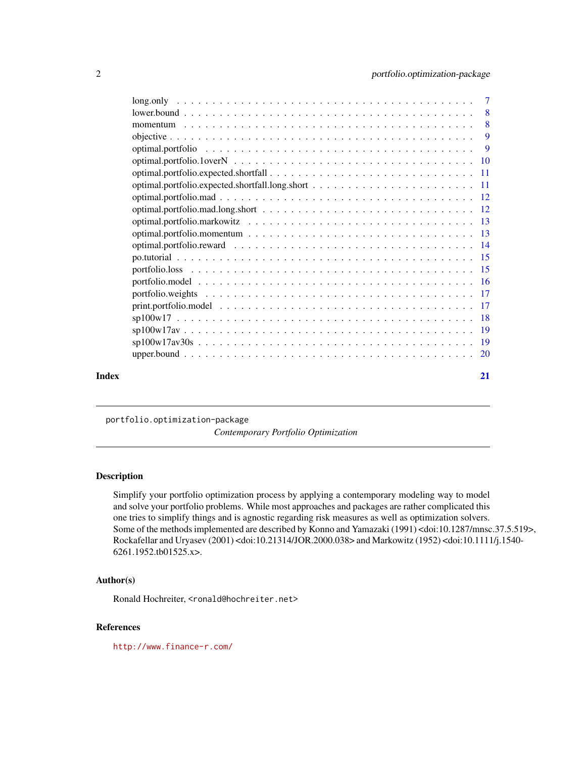| | |
|---|---|
| long.only | 7 |
| lower.bound | 8 |
| momentum | 8 |
| objective | 9 |
| optimal.portfolio | 9 |
| optimal.portfolio.1overN | 10 |
| optimal.portfolio.expected.shortfall | 11 |
| optimal.portfolio.expected.shortfall.long.short | 11 |
| optimal.portfolio.mad | 12 |
| optimal.portfolio.mad.long.short | 12 |
| optimal.portfolio.markowitz | 13 |
| optimal.portfolio.momentum | 13 |
| optimal.portfolio.reward | 14 |
| po.tutorial | 15 |
| portfolio.loss | 15 |
| portfolio.model | 16 |
| portfolio.weights | 17 |
| print.portfolio.model | 17 |
| sp100w17 | 18 |
| sp100w17av | 19 |
| sp100w17av30s | 19 |
| upper.bound | 20 |

**Index** **21**

---

`portfolio.optimization-package` *Contemporary Portfolio Optimization*

---

## Description

Simplify your portfolio optimization process by applying a contemporary modeling way to model and solve your portfolio problems. While most approaches and packages are rather complicated this one tries to simplify things and is agnostic regarding risk measures as well as optimization solvers. Some of the methods implemented are described by Konno and Yamazaki (1991) <doi:10.1287/mnsc.37.5.519>, Rockafellar and Uryasev (2001) <doi:10.21314/JOR.2000.038> and Markowitz (1952) <doi:10.1111/j.1540-6261.1952.tb01525.x>.

## Author(s)

Ronald Hochreiter, `<ronald@hochreiter.net>`

## References

`http://www.finance-r.com/`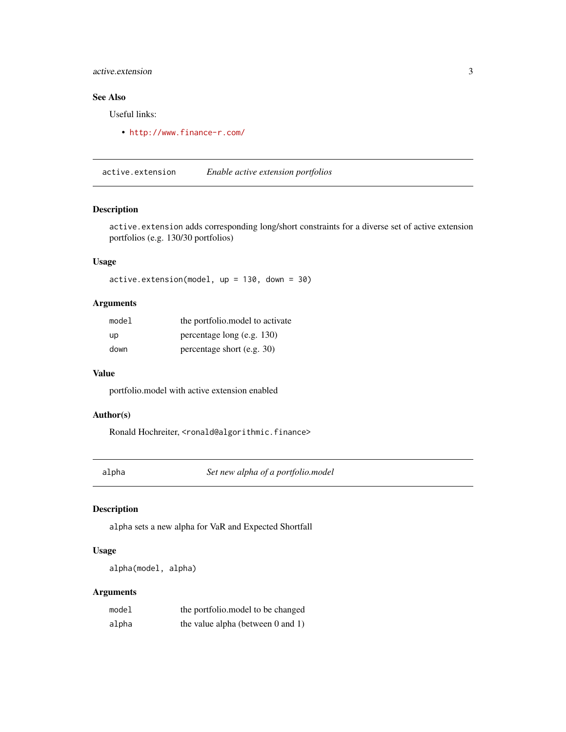### See Also

Useful links:

- http://www.finance-r.com/

## active.extension *Enable active extension portfolios*

### Description

`active.extension` adds corresponding long/short constraints for a diverse set of active extension portfolios (e.g. 130/30 portfolios)

### Usage

```
active.extension(model, up = 130, down = 30)
```

### Arguments

| | |
|---|---|
| `model` | the portfolio.model to activate |
| `up` | percentage long (e.g. 130) |
| `down` | percentage short (e.g. 30) |

### Value

portfolio.model with active extension enabled

### Author(s)

Ronald Hochreiter, <ronald@algorithmic.finance>

## alpha *Set new alpha of a portfolio.model*

### Description

`alpha` sets a new alpha for VaR and Expected Shortfall

### Usage

```
alpha(model, alpha)
```

### Arguments

| | |
|---|---|
| `model` | the portfolio.model to be changed |
| `alpha` | the value alpha (between 0 and 1) |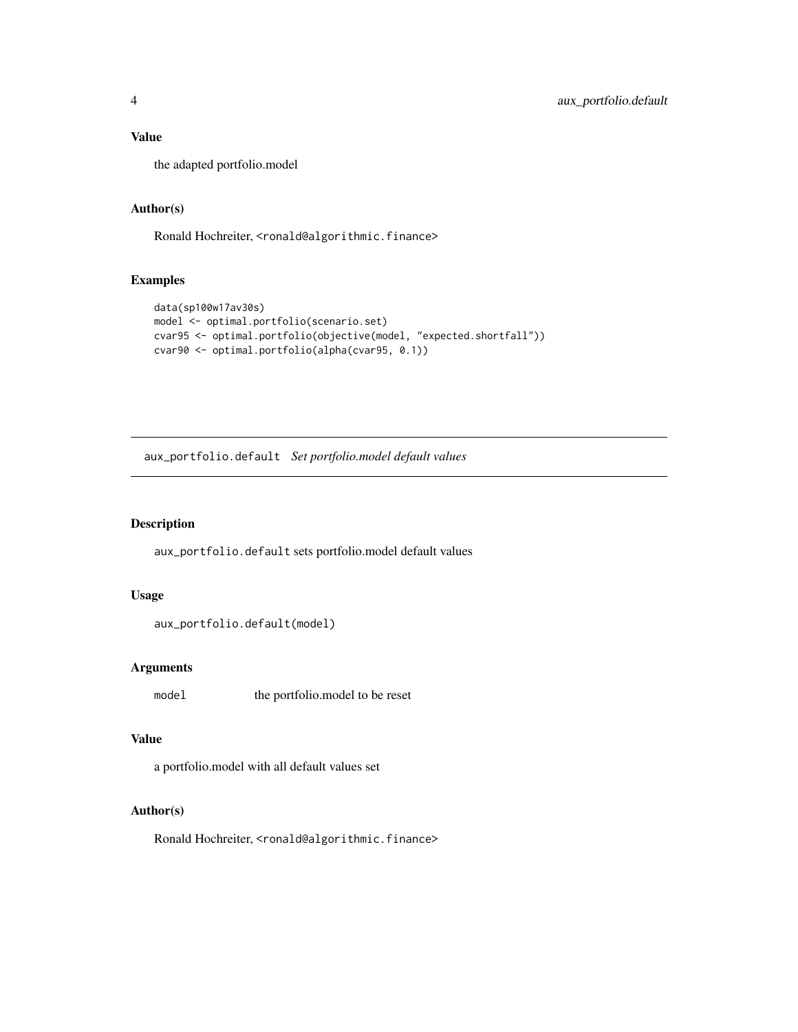### Value

the adapted portfolio.model

### Author(s)

Ronald Hochreiter, <ronald@algorithmic.finance>

### Examples

```
data(sp100w17av30s)
model <- optimal.portfolio(scenario.set)
cvar95 <- optimal.portfolio(objective(model, "expected.shortfall"))
cvar90 <- optimal.portfolio(alpha(cvar95, 0.1))
```

---

## aux_portfolio.default *Set portfolio.model default values*

---

### Description

aux_portfolio.default sets portfolio.model default values

### Usage

```
aux_portfolio.default(model)
```

### Arguments

| | |
|---|---|
| model | the portfolio.model to be reset |

### Value

a portfolio.model with all default values set

### Author(s)

Ronald Hochreiter, <ronald@algorithmic.finance>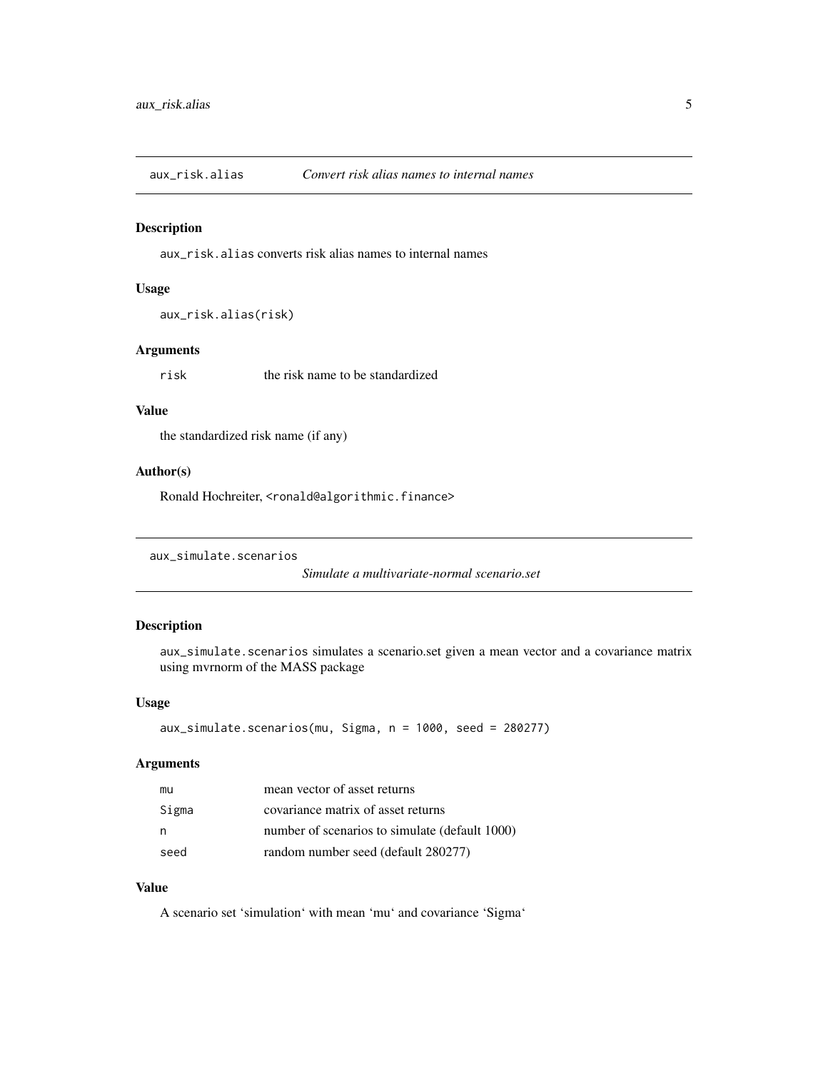## aux_risk.alias *Convert risk alias names to internal names*

### Description

aux_risk.alias converts risk alias names to internal names

### Usage

```
aux_risk.alias(risk)
```

### Arguments

| | |
|---|---|
| risk | the risk name to be standardized |

### Value

the standardized risk name (if any)

### Author(s)

Ronald Hochreiter, <ronald@algorithmic.finance>

## aux_simulate.scenarios *Simulate a multivariate-normal scenario.set*

### Description

aux_simulate.scenarios simulates a scenario.set given a mean vector and a covariance matrix using mvrnorm of the MASS package

### Usage

```
aux_simulate.scenarios(mu, Sigma, n = 1000, seed = 280277)
```

### Arguments

| | |
|---|---|
| mu | mean vector of asset returns |
| Sigma | covariance matrix of asset returns |
| n | number of scenarios to simulate (default 1000) |
| seed | random number seed (default 280277) |

### Value

A scenario set 'simulation' with mean 'mu' and covariance 'Sigma'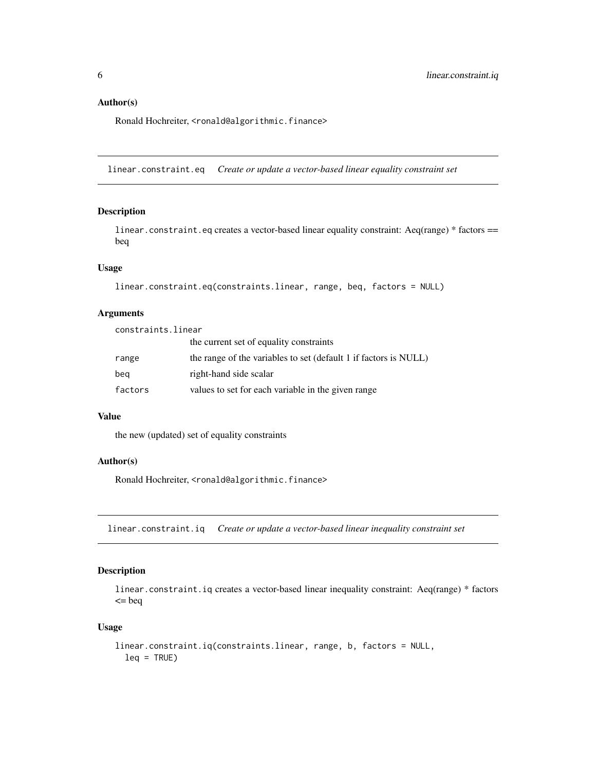### Author(s)

Ronald Hochreiter, <ronald@algorithmic.finance>

---

## linear.constraint.eq *Create or update a vector-based linear equality constraint set*

### Description

`linear.constraint.eq` creates a vector-based linear equality constraint: Aeq(range) * factors == beq

### Usage

```
linear.constraint.eq(constraints.linear, range, beq, factors = NULL)
```

### Arguments

| | |
|---|---|
| `constraints.linear` | the current set of equality constraints |
| `range` | the range of the variables to set (default 1 if factors is NULL) |
| `beq` | right-hand side scalar |
| `factors` | values to set for each variable in the given range |

### Value

the new (updated) set of equality constraints

### Author(s)

Ronald Hochreiter, <ronald@algorithmic.finance>

---

## linear.constraint.iq *Create or update a vector-based linear inequality constraint set*

### Description

`linear.constraint.iq` creates a vector-based linear inequality constraint: Aeq(range) * factors <= beq

### Usage

```
linear.constraint.iq(constraints.linear, range, b, factors = NULL,
  leq = TRUE)
```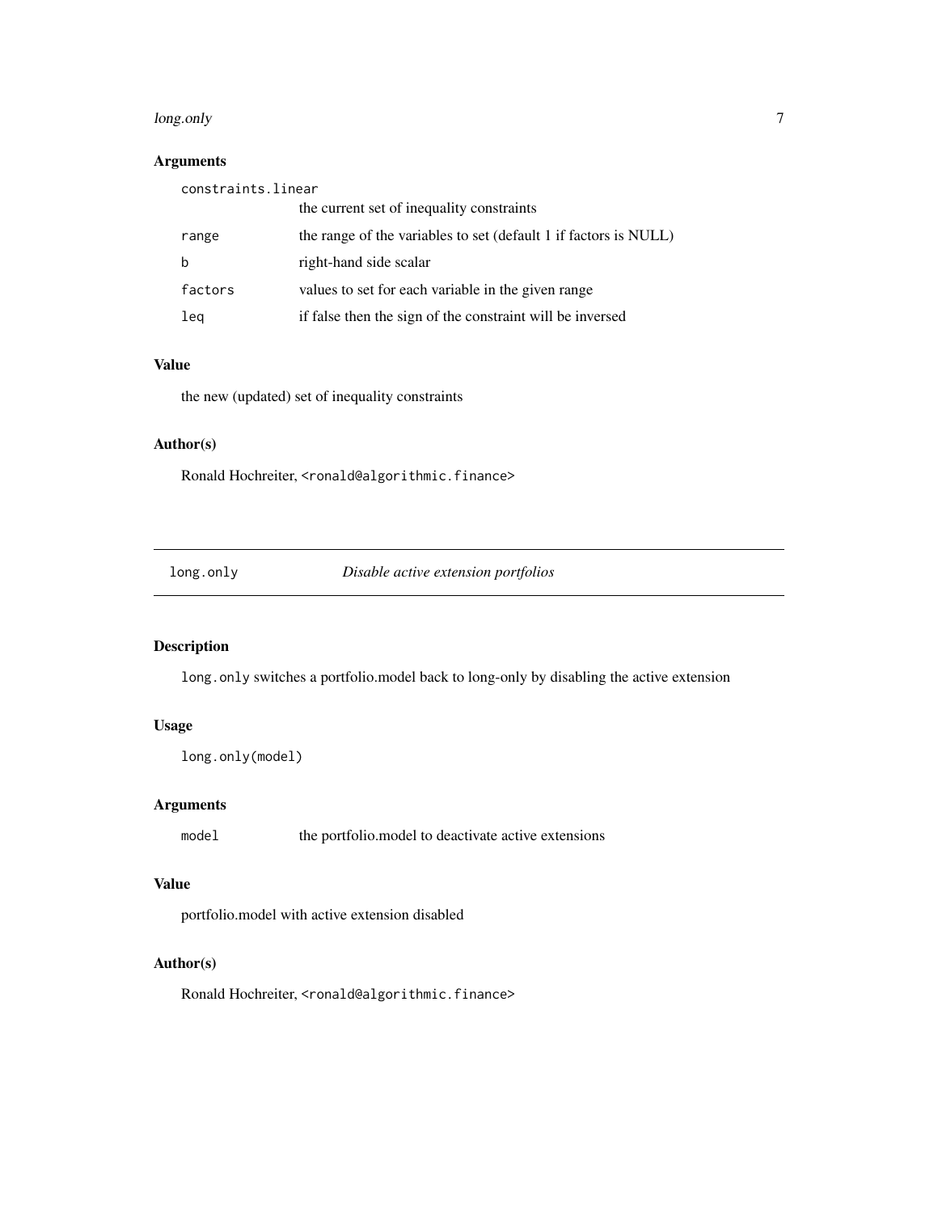### Arguments

| | |
|---|---|
| `constraints.linear` | the current set of inequality constraints |
| `range` | the range of the variables to set (default 1 if factors is NULL) |
| `b` | right-hand side scalar |
| `factors` | values to set for each variable in the given range |
| `leq` | if false then the sign of the constraint will be inversed |

### Value

the new (updated) set of inequality constraints

### Author(s)

Ronald Hochreiter, `<ronald@algorithmic.finance>`

---

## `long.only` — *Disable active extension portfolios*

### Description

`long.only` switches a portfolio.model back to long-only by disabling the active extension

### Usage

```
long.only(model)
```

### Arguments

| | |
|---|---|
| `model` | the portfolio.model to deactivate active extensions |

### Value

portfolio.model with active extension disabled

### Author(s)

Ronald Hochreiter, `<ronald@algorithmic.finance>`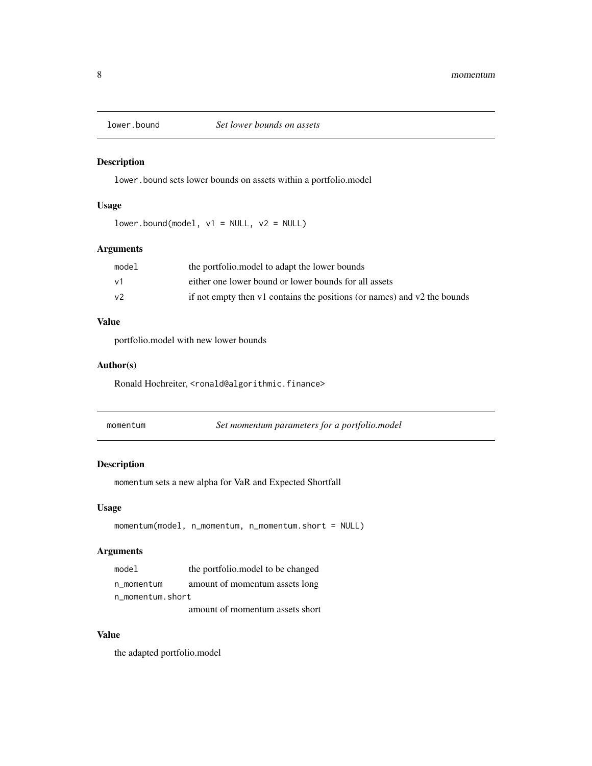## lower.bound *Set lower bounds on assets*

### Description

lower.bound sets lower bounds on assets within a portfolio.model

### Usage

```
lower.bound(model, v1 = NULL, v2 = NULL)
```

### Arguments

| | |
|---|---|
| model | the portfolio.model to adapt the lower bounds |
| v1 | either one lower bound or lower bounds for all assets |
| v2 | if not empty then v1 contains the positions (or names) and v2 the bounds |

### Value

portfolio.model with new lower bounds

### Author(s)

Ronald Hochreiter, <ronald@algorithmic.finance>

## momentum *Set momentum parameters for a portfolio.model*

### Description

momentum sets a new alpha for VaR and Expected Shortfall

### Usage

```
momentum(model, n_momentum, n_momentum.short = NULL)
```

### Arguments

| | |
|---|---|
| model | the portfolio.model to be changed |
| n_momentum | amount of momentum assets long |
| n_momentum.short | amount of momentum assets short |

### Value

the adapted portfolio.model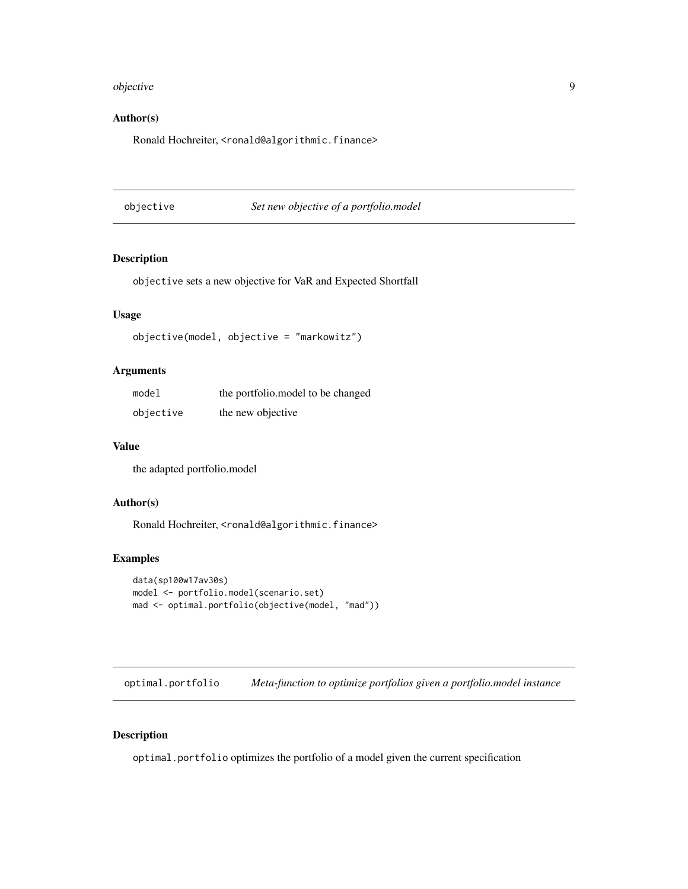### Author(s)

Ronald Hochreiter, <ronald@algorithmic.finance>

---

## objective — *Set new objective of a portfolio.model*

### Description

`objective` sets a new objective for VaR and Expected Shortfall

### Usage

```
objective(model, objective = "markowitz")
```

### Arguments

| | |
|---|---|
| `model` | the portfolio.model to be changed |
| `objective` | the new objective |

### Value

the adapted portfolio.model

### Author(s)

Ronald Hochreiter, <ronald@algorithmic.finance>

### Examples

```
data(sp100w17av30s)
model <- portfolio.model(scenario.set)
mad <- optimal.portfolio(objective(model, "mad"))
```

---

## optimal.portfolio — *Meta-function to optimize portfolios given a portfolio.model instance*

### Description

`optimal.portfolio` optimizes the portfolio of a model given the current specification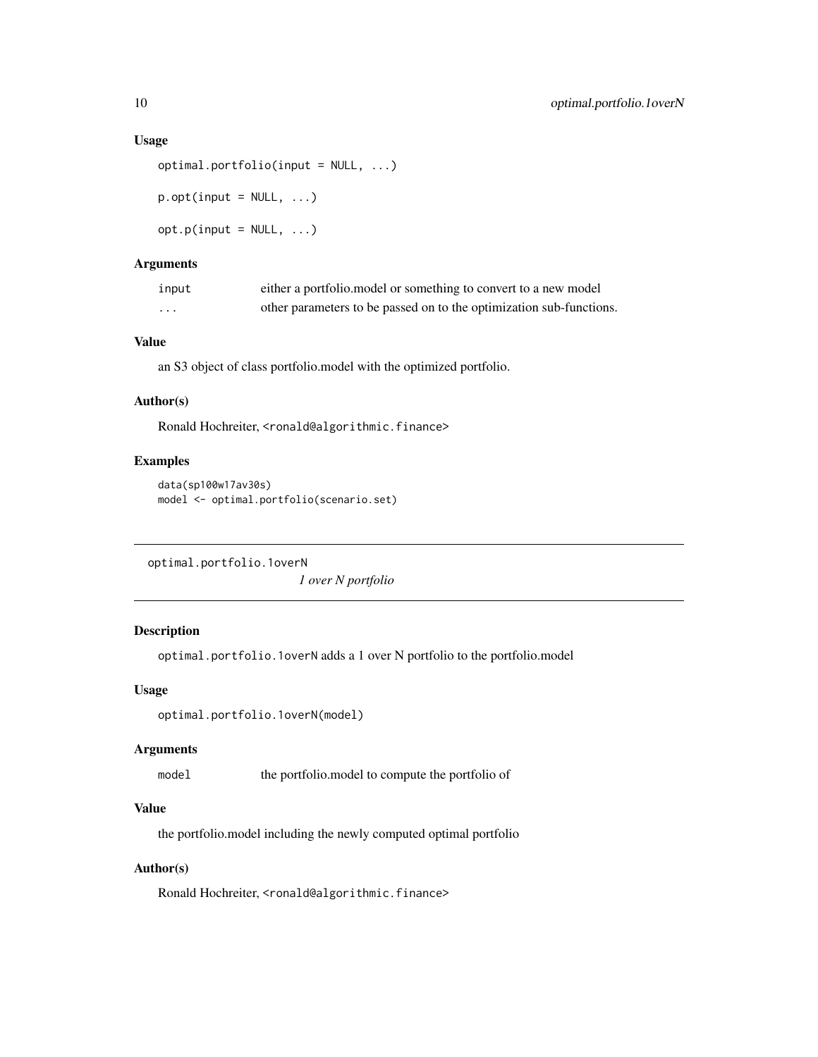### Usage

```
optimal.portfolio(input = NULL, ...)

p.opt(input = NULL, ...)

opt.p(input = NULL, ...)
```

### Arguments

| | |
|---|---|
| `input` | either a portfolio.model or something to convert to a new model |
| `...` | other parameters to be passed on to the optimization sub-functions. |

### Value

an S3 object of class portfolio.model with the optimized portfolio.

### Author(s)

Ronald Hochreiter, <ronald@algorithmic.finance>

### Examples

```
data(sp100w17av30s)
model <- optimal.portfolio(scenario.set)
```

---

## optimal.portfolio.1overN — *1 over N portfolio*

---

### Description

`optimal.portfolio.1overN` adds a 1 over N portfolio to the portfolio.model

### Usage

```
optimal.portfolio.1overN(model)
```

### Arguments

| | |
|---|---|
| `model` | the portfolio.model to compute the portfolio of |

### Value

the portfolio.model including the newly computed optimal portfolio

### Author(s)

Ronald Hochreiter, <ronald@algorithmic.finance>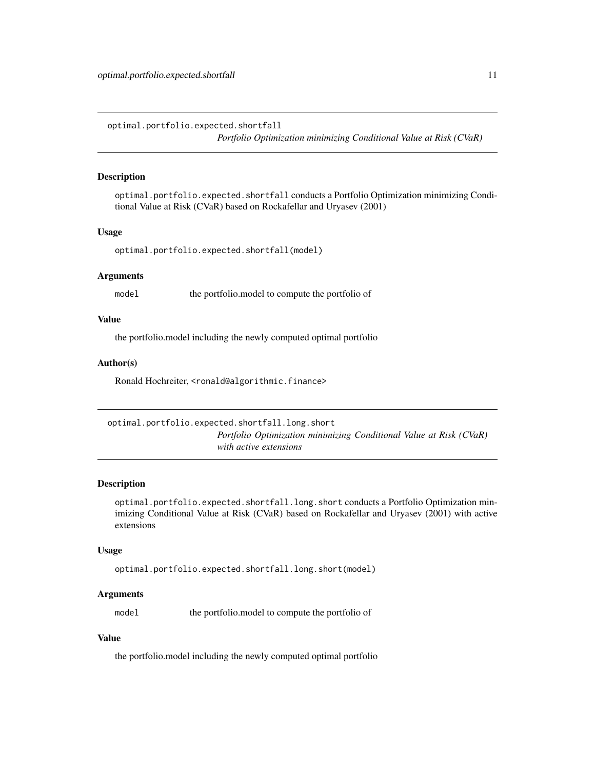## optimal.portfolio.expected.shortfall

*Portfolio Optimization minimizing Conditional Value at Risk (CVaR)*

### Description

`optimal.portfolio.expected.shortfall` conducts a Portfolio Optimization minimizing Conditional Value at Risk (CVaR) based on Rockafellar and Uryasev (2001)

### Usage

```
optimal.portfolio.expected.shortfall(model)
```

### Arguments

| | |
|---|---|
| `model` | the portfolio.model to compute the portfolio of |

### Value

the portfolio.model including the newly computed optimal portfolio

### Author(s)

Ronald Hochreiter, `<ronald@algorithmic.finance>`

## optimal.portfolio.expected.shortfall.long.short

*Portfolio Optimization minimizing Conditional Value at Risk (CVaR) with active extensions*

### Description

`optimal.portfolio.expected.shortfall.long.short` conducts a Portfolio Optimization minimizing Conditional Value at Risk (CVaR) based on Rockafellar and Uryasev (2001) with active extensions

### Usage

```
optimal.portfolio.expected.shortfall.long.short(model)
```

### Arguments

| | |
|---|---|
| `model` | the portfolio.model to compute the portfolio of |

### Value

the portfolio.model including the newly computed optimal portfolio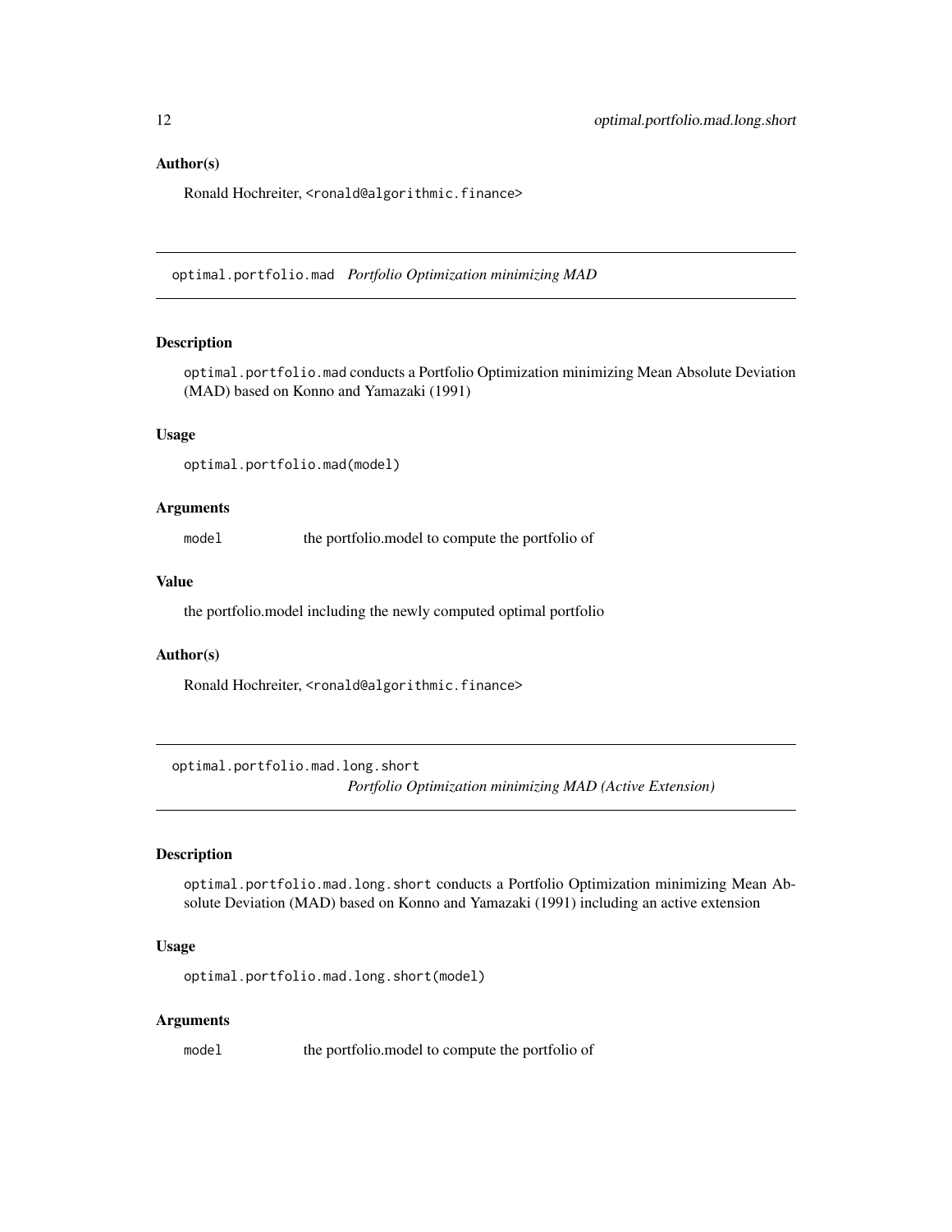### Author(s)

Ronald Hochreiter, <ronald@algorithmic.finance>

---

## optimal.portfolio.mad *Portfolio Optimization minimizing MAD*

### Description

optimal.portfolio.mad conducts a Portfolio Optimization minimizing Mean Absolute Deviation (MAD) based on Konno and Yamazaki (1991)

### Usage

```
optimal.portfolio.mad(model)
```

### Arguments

| | |
|---|---|
| model | the portfolio.model to compute the portfolio of |

### Value

the portfolio.model including the newly computed optimal portfolio

### Author(s)

Ronald Hochreiter, <ronald@algorithmic.finance>

---

## optimal.portfolio.mad.long.short *Portfolio Optimization minimizing MAD (Active Extension)*

### Description

optimal.portfolio.mad.long.short conducts a Portfolio Optimization minimizing Mean Absolute Deviation (MAD) based on Konno and Yamazaki (1991) including an active extension

### Usage

```
optimal.portfolio.mad.long.short(model)
```

### Arguments

| | |
|---|---|
| model | the portfolio.model to compute the portfolio of |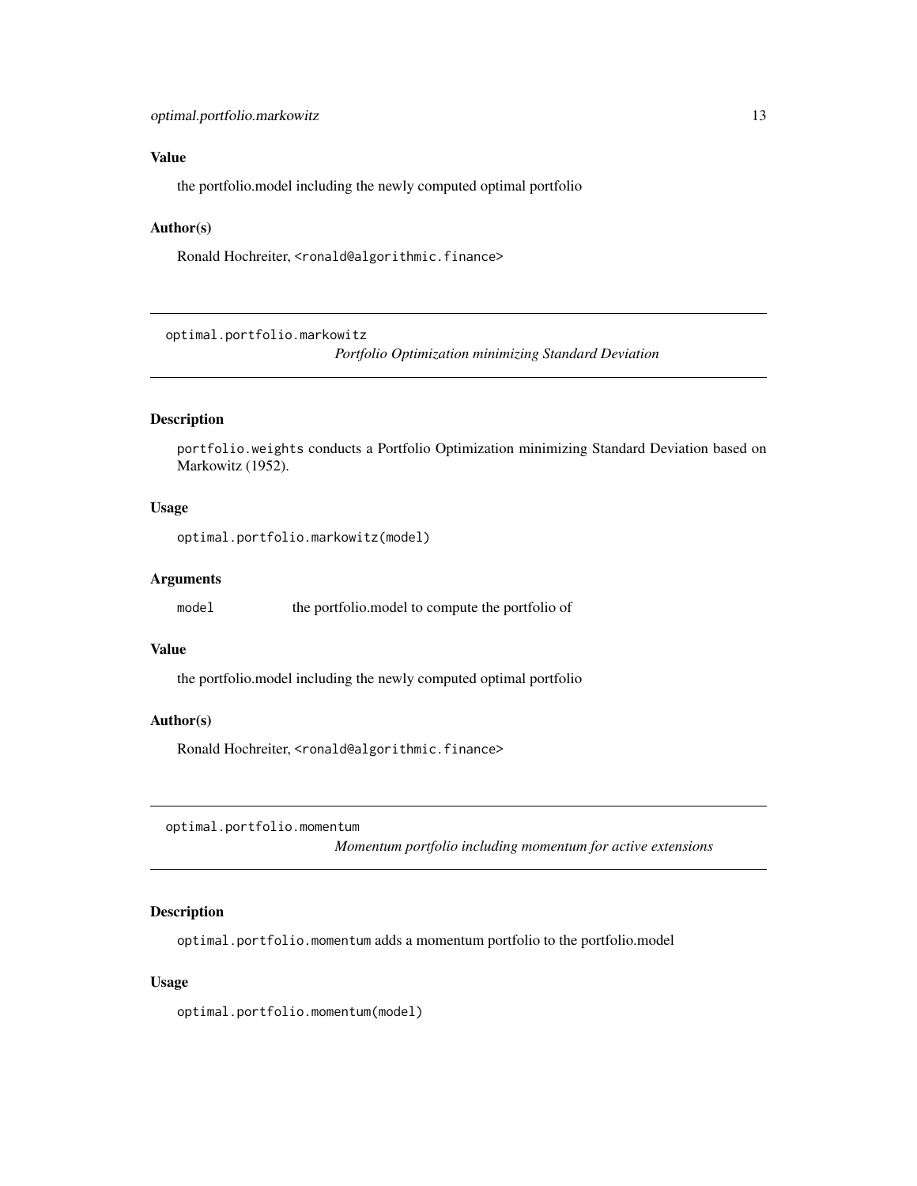## Value

the portfolio.model including the newly computed optimal portfolio

## Author(s)

Ronald Hochreiter, `<ronald@algorithmic.finance>`

---

`optimal.portfolio.markowitz`
*Portfolio Optimization minimizing Standard Deviation*

---

## Description

`portfolio.weights` conducts a Portfolio Optimization minimizing Standard Deviation based on Markowitz (1952).

## Usage

```
optimal.portfolio.markowitz(model)
```

## Arguments

| | |
|---|---|
| `model` | the portfolio.model to compute the portfolio of |

## Value

the portfolio.model including the newly computed optimal portfolio

## Author(s)

Ronald Hochreiter, `<ronald@algorithmic.finance>`

---

`optimal.portfolio.momentum`
*Momentum portfolio including momentum for active extensions*

---

## Description

`optimal.portfolio.momentum` adds a momentum portfolio to the portfolio.model

## Usage

```
optimal.portfolio.momentum(model)
```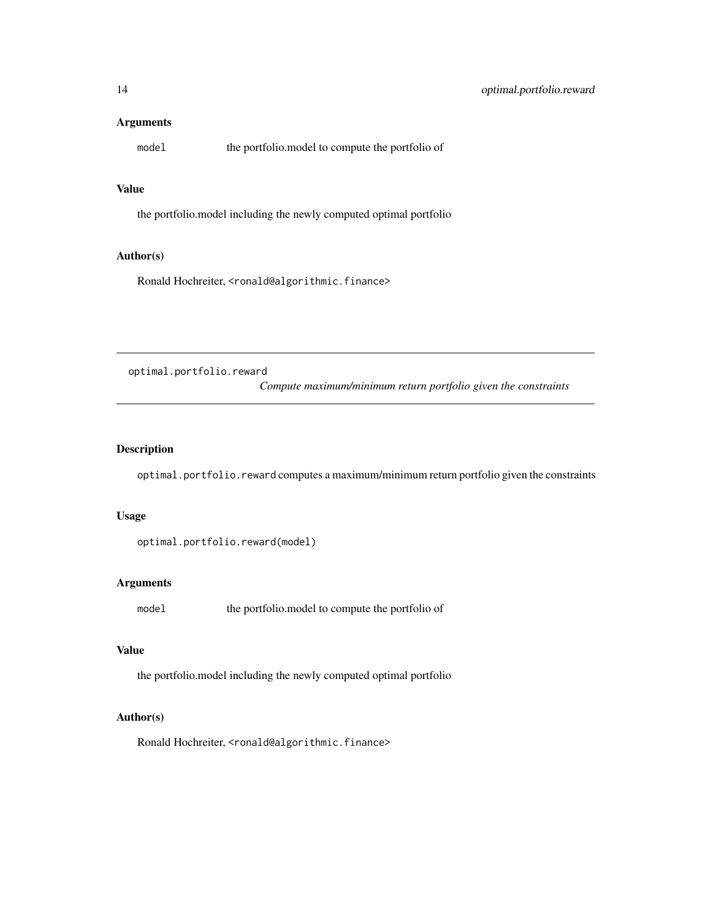### Arguments

`model` the portfolio.model to compute the portfolio of

### Value

the portfolio.model including the newly computed optimal portfolio

### Author(s)

Ronald Hochreiter, `<ronald@algorithmic.finance>`

---

## optimal.portfolio.reward *Compute maximum/minimum return portfolio given the constraints*

---

### Description

`optimal.portfolio.reward` computes a maximum/minimum return portfolio given the constraints

### Usage

```
optimal.portfolio.reward(model)
```

### Arguments

`model` the portfolio.model to compute the portfolio of

### Value

the portfolio.model including the newly computed optimal portfolio

### Author(s)

Ronald Hochreiter, `<ronald@algorithmic.finance>`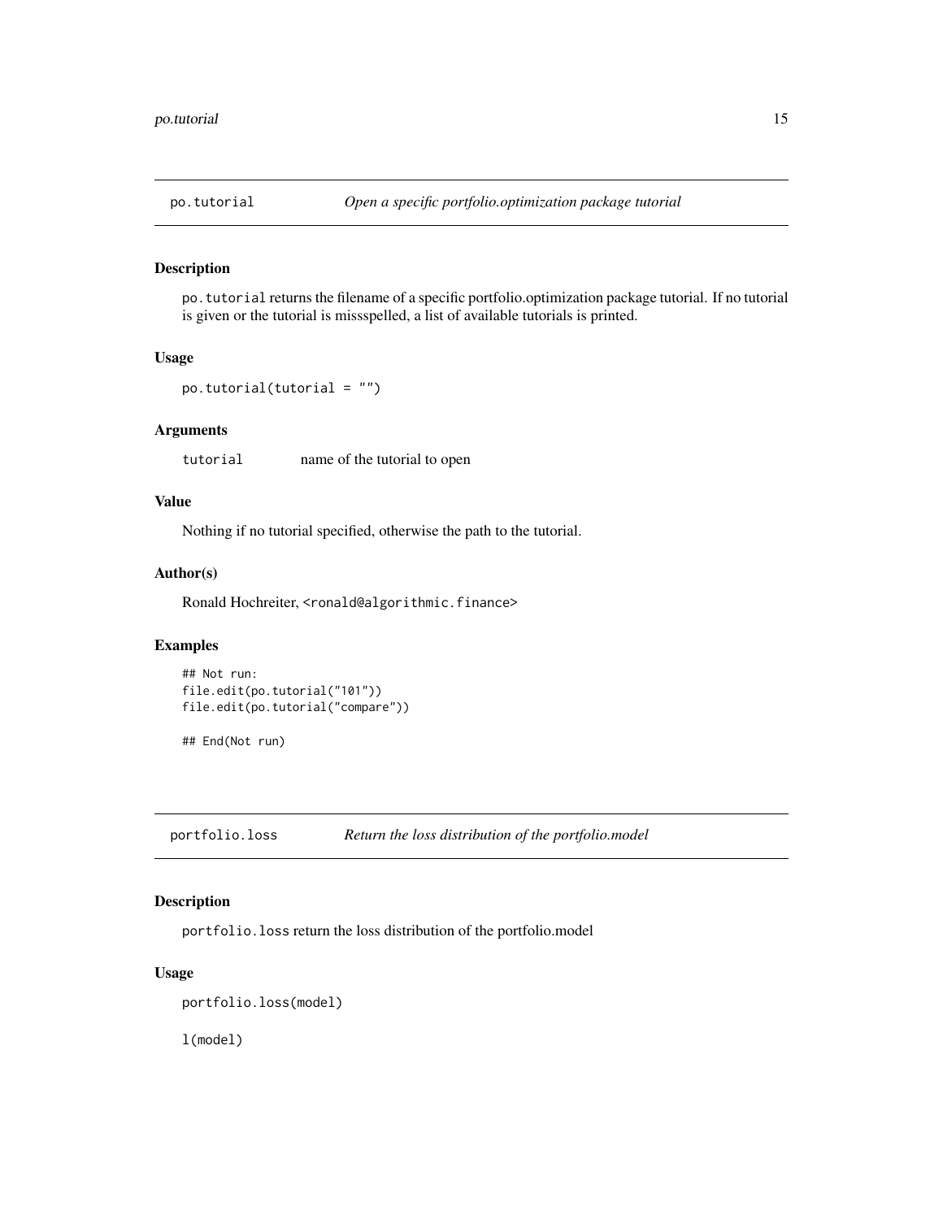## po.tutorial *Open a specific portfolio.optimization package tutorial*

### Description

po.tutorial returns the filename of a specific portfolio.optimization package tutorial. If no tutorial is given or the tutorial is missspelled, a list of available tutorials is printed.

### Usage

```
po.tutorial(tutorial = "")
```

### Arguments

| | |
|---|---|
| tutorial | name of the tutorial to open |

### Value

Nothing if no tutorial specified, otherwise the path to the tutorial.

### Author(s)

Ronald Hochreiter, <ronald@algorithmic.finance>

### Examples

```
## Not run:
file.edit(po.tutorial("101"))
file.edit(po.tutorial("compare"))

## End(Not run)
```

## portfolio.loss *Return the loss distribution of the portfolio.model*

### Description

portfolio.loss return the loss distribution of the portfolio.model

### Usage

```
portfolio.loss(model)

l(model)
```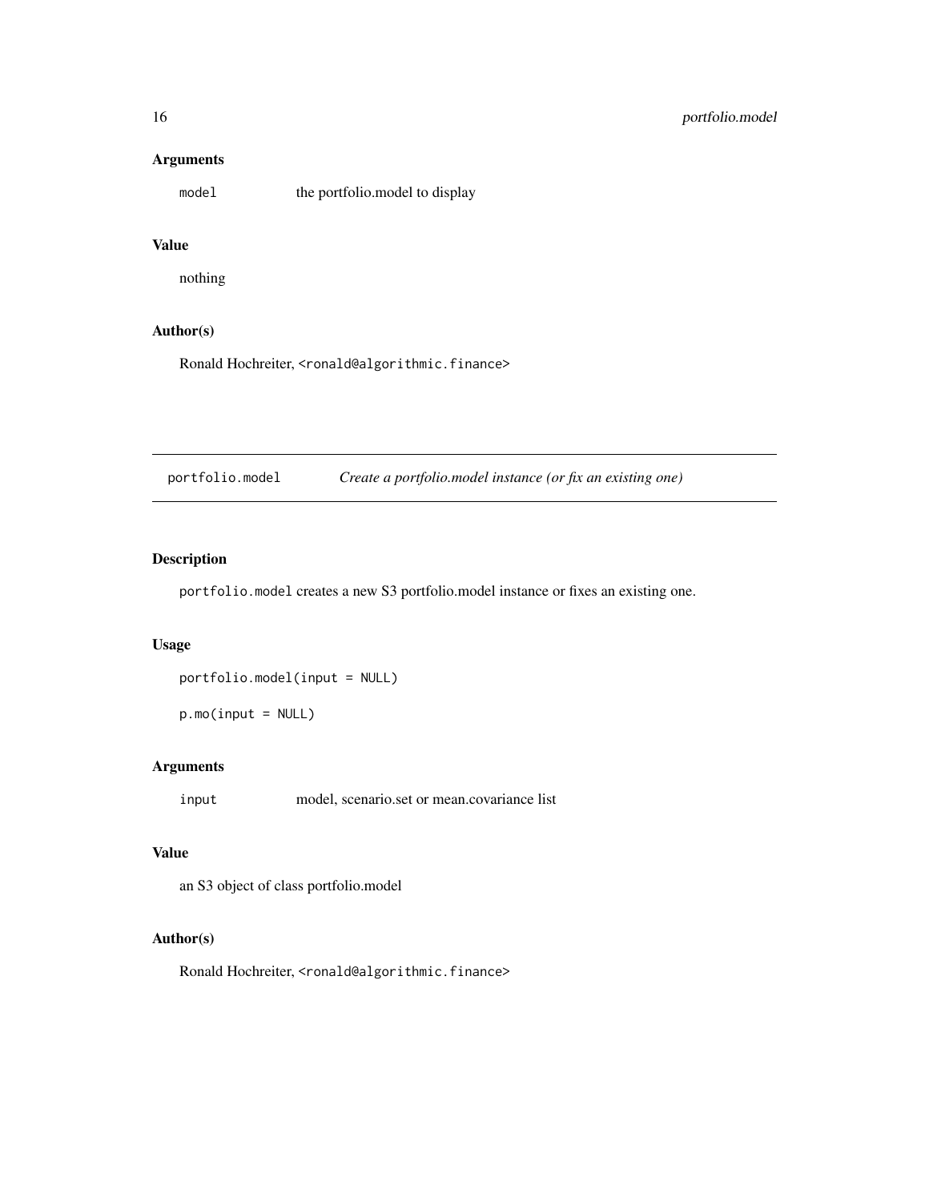### Arguments

`model` the portfolio.model to display

### Value

nothing

### Author(s)

Ronald Hochreiter, <ronald@algorithmic.finance>

---

## portfolio.model — *Create a portfolio.model instance (or fix an existing one)*

---

### Description

`portfolio.model` creates a new S3 portfolio.model instance or fixes an existing one.

### Usage

```
portfolio.model(input = NULL)

p.mo(input = NULL)
```

### Arguments

`input` model, scenario.set or mean.covariance list

### Value

an S3 object of class portfolio.model

### Author(s)

Ronald Hochreiter, <ronald@algorithmic.finance>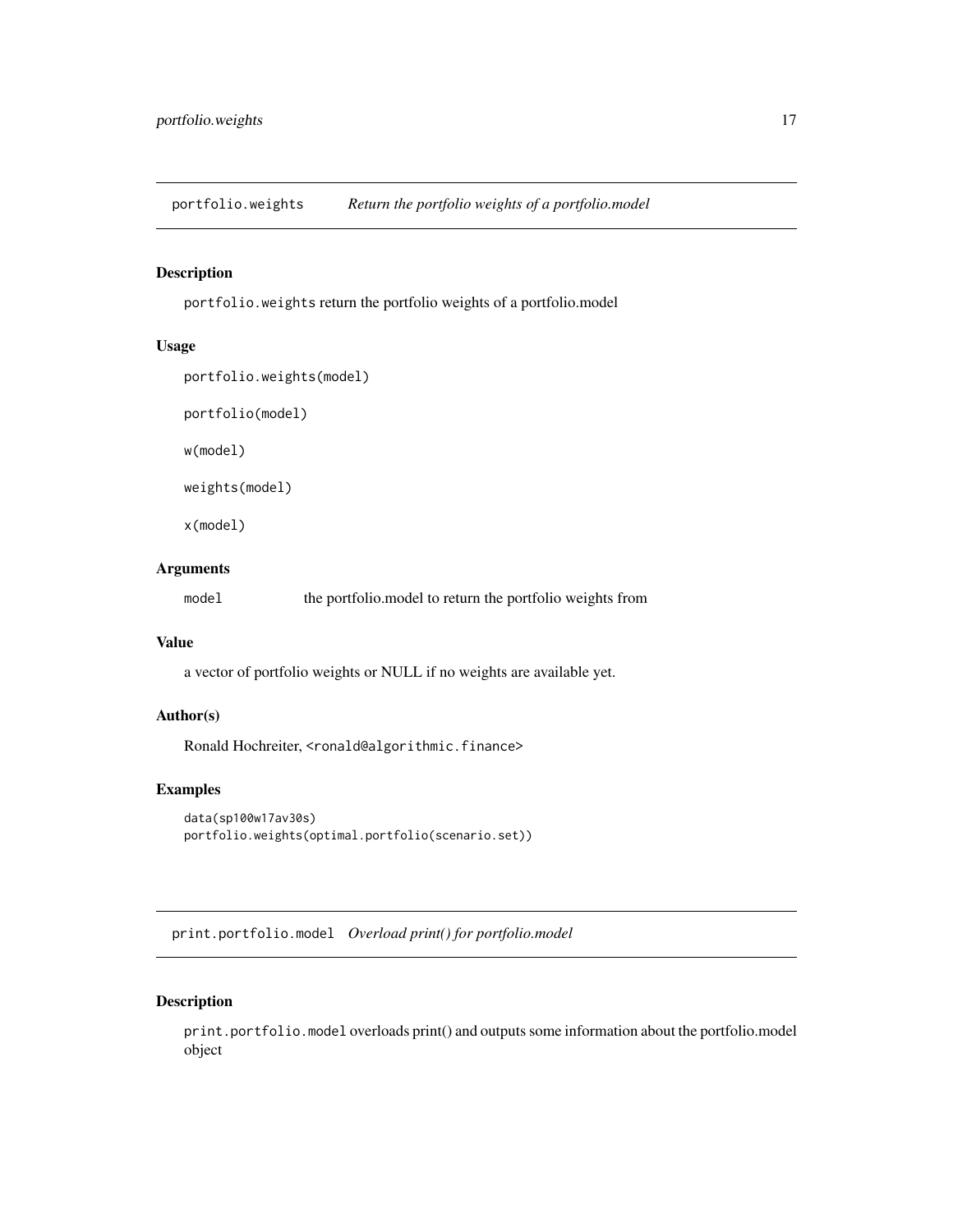## portfolio.weights — *Return the portfolio weights of a portfolio.model*

### Description

portfolio.weights return the portfolio weights of a portfolio.model

### Usage

```
portfolio.weights(model)

portfolio(model)

w(model)

weights(model)

x(model)
```

### Arguments

| | |
|---|---|
| model | the portfolio.model to return the portfolio weights from |

### Value

a vector of portfolio weights or NULL if no weights are available yet.

### Author(s)

Ronald Hochreiter, <ronald@algorithmic.finance>

### Examples

```
data(sp100w17av30s)
portfolio.weights(optimal.portfolio(scenario.set))
```

## print.portfolio.model — *Overload print() for portfolio.model*

### Description

print.portfolio.model overloads print() and outputs some information about the portfolio.model object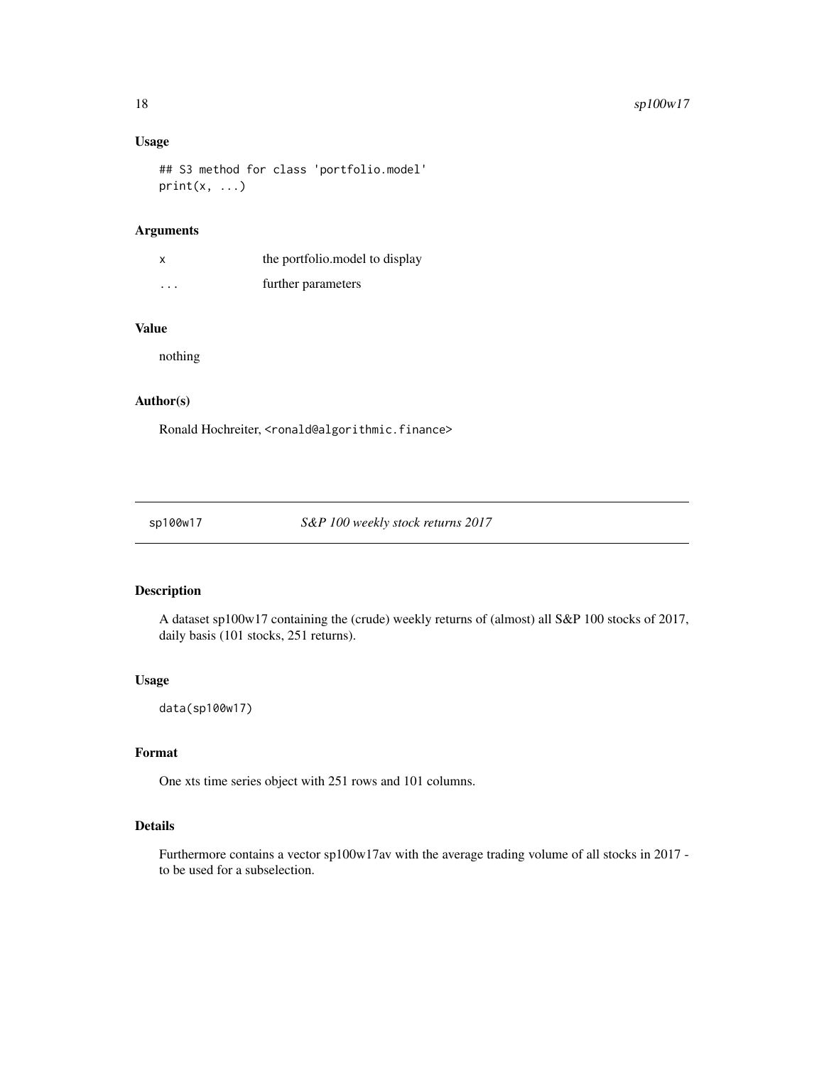## Usage

```
## S3 method for class 'portfolio.model'
print(x, ...)
```

## Arguments

| | |
|---|---|
| x | the portfolio.model to display |
| ... | further parameters |

## Value

nothing

## Author(s)

Ronald Hochreiter, <ronald@algorithmic.finance>

---

# sp100w17 — *S&P 100 weekly stock returns 2017*

## Description

A dataset sp100w17 containing the (crude) weekly returns of (almost) all S&P 100 stocks of 2017, daily basis (101 stocks, 251 returns).

## Usage

```
data(sp100w17)
```

## Format

One xts time series object with 251 rows and 101 columns.

## Details

Furthermore contains a vector sp100w17av with the average trading volume of all stocks in 2017 - to be used for a subselection.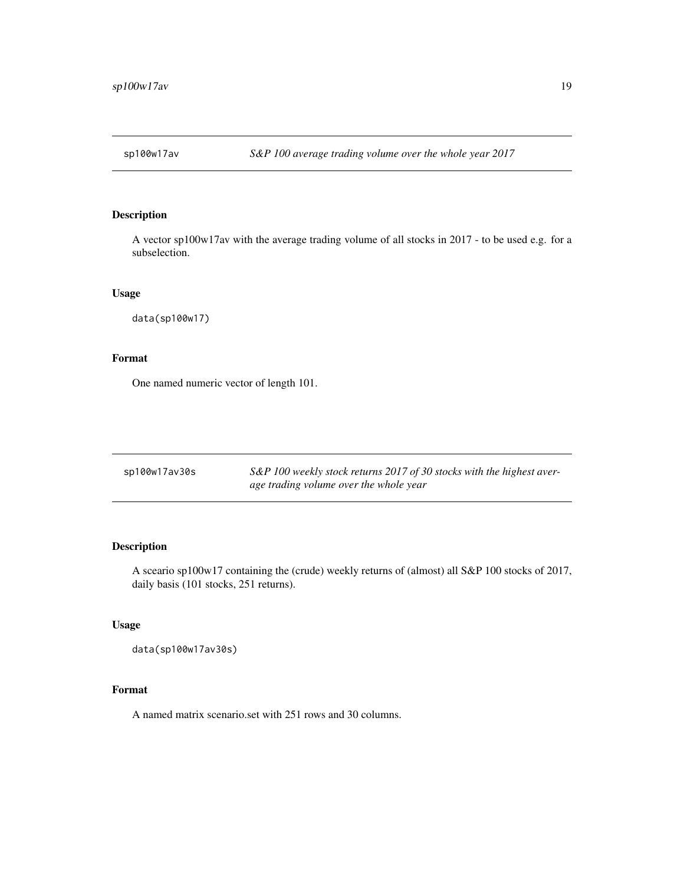## sp100w17av — *S&P 100 average trading volume over the whole year 2017*

### Description

A vector sp100w17av with the average trading volume of all stocks in 2017 - to be used e.g. for a subselection.

### Usage

```
data(sp100w17)
```

### Format

One named numeric vector of length 101.

## sp100w17av30s — *S&P 100 weekly stock returns 2017 of 30 stocks with the highest average trading volume over the whole year*

### Description

A seario sp100w17 containing the (crude) weekly returns of (almost) all S&P 100 stocks of 2017, daily basis (101 stocks, 251 returns).

### Usage

```
data(sp100w17av30s)
```

### Format

A named matrix scenario.set with 251 rows and 30 columns.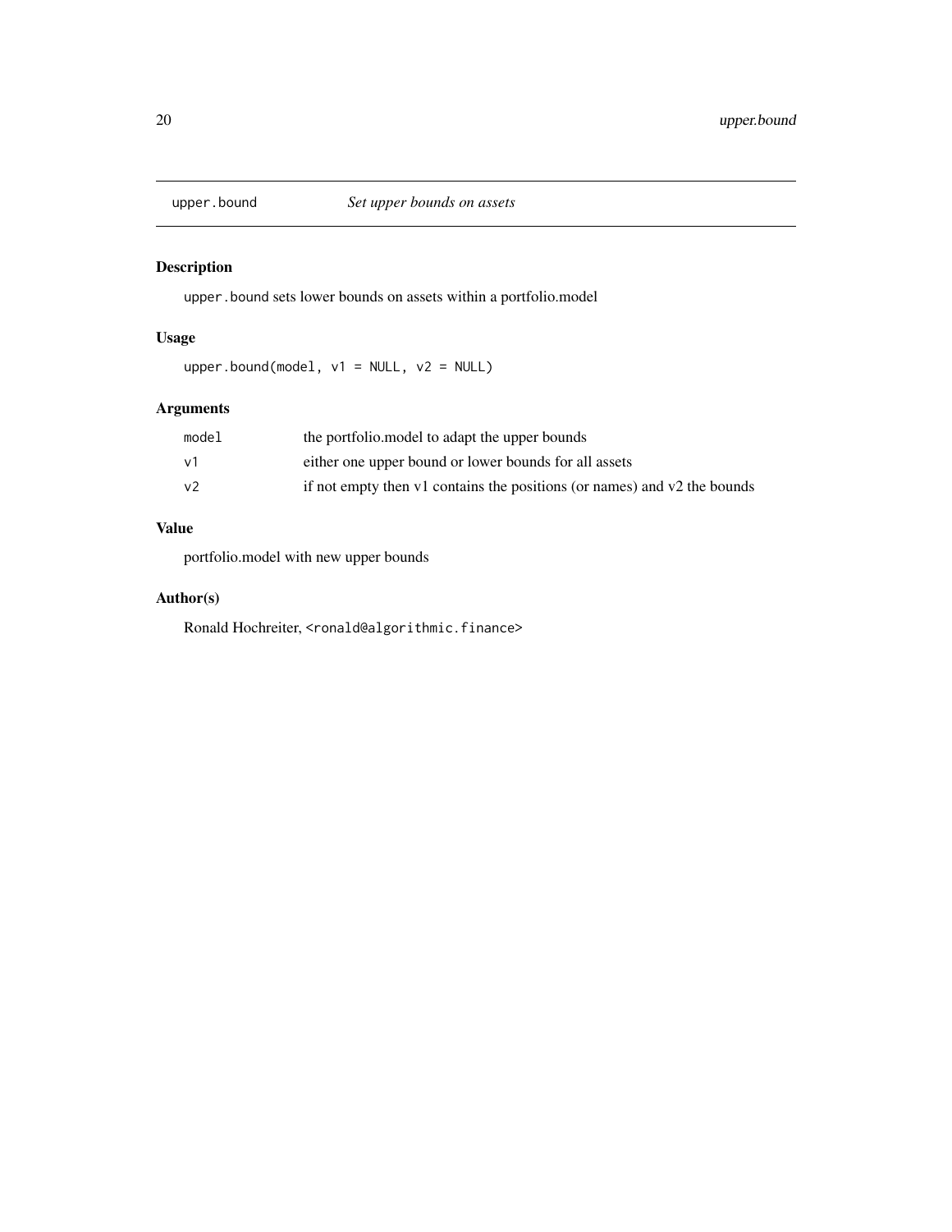## upper.bound — *Set upper bounds on assets*

### Description

`upper.bound` sets lower bounds on assets within a portfolio.model

### Usage

```
upper.bound(model, v1 = NULL, v2 = NULL)
```

### Arguments

| | |
|---|---|
| `model` | the portfolio.model to adapt the upper bounds |
| `v1` | either one upper bound or lower bounds for all assets |
| `v2` | if not empty then v1 contains the positions (or names) and v2 the bounds |

### Value

portfolio.model with new upper bounds

### Author(s)

Ronald Hochreiter, `<ronald@algorithmic.finance>`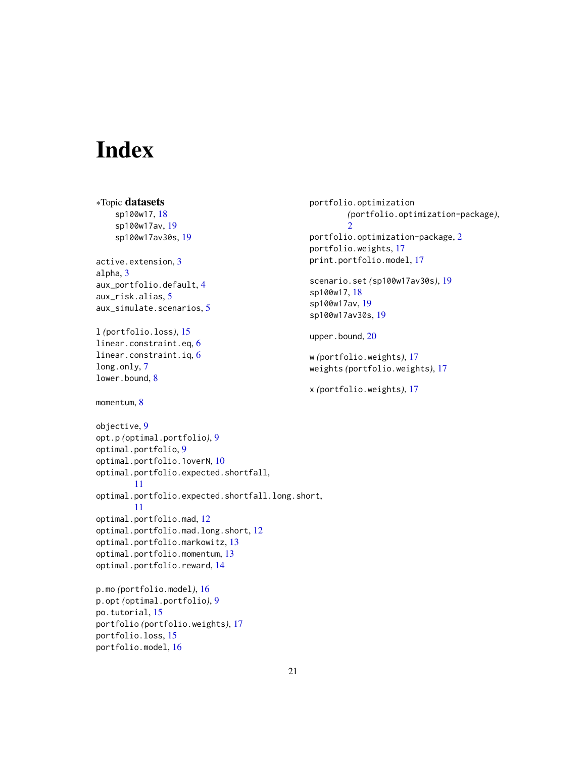# Index

*Topic **datasets**
- sp100w17, 18
- sp100w17av, 19
- sp100w17av30s, 19

active.extension, 3
alpha, 3
aux_portfolio.default, 4
aux_risk.alias, 5
aux_simulate.scenarios, 5

l *(*portfolio.loss*)*, 15
linear.constraint.eq, 6
linear.constraint.iq, 6
long.only, 7
lower.bound, 8

momentum, 8

objective, 9
opt.p *(*optimal.portfolio*)*, 9
optimal.portfolio, 9
optimal.portfolio.1overN, 10
optimal.portfolio.expected.shortfall, 11
optimal.portfolio.expected.shortfall.long.short, 11
optimal.portfolio.mad, 12
optimal.portfolio.mad.long.short, 12
optimal.portfolio.markowitz, 13
optimal.portfolio.momentum, 13
optimal.portfolio.reward, 14

p.mo *(*portfolio.model*)*, 16
p.opt *(*optimal.portfolio*)*, 9
po.tutorial, 15
portfolio *(*portfolio.weights*)*, 17
portfolio.loss, 15
portfolio.model, 16
portfolio.optimization *(*portfolio.optimization-package*)*, 2
portfolio.optimization-package, 2
portfolio.weights, 17
print.portfolio.model, 17

scenario.set *(*sp100w17av30s*)*, 19
sp100w17, 18
sp100w17av, 19
sp100w17av30s, 19

upper.bound, 20

w *(*portfolio.weights*)*, 17
weights *(*portfolio.weights*)*, 17

x *(*portfolio.weights*)*, 17